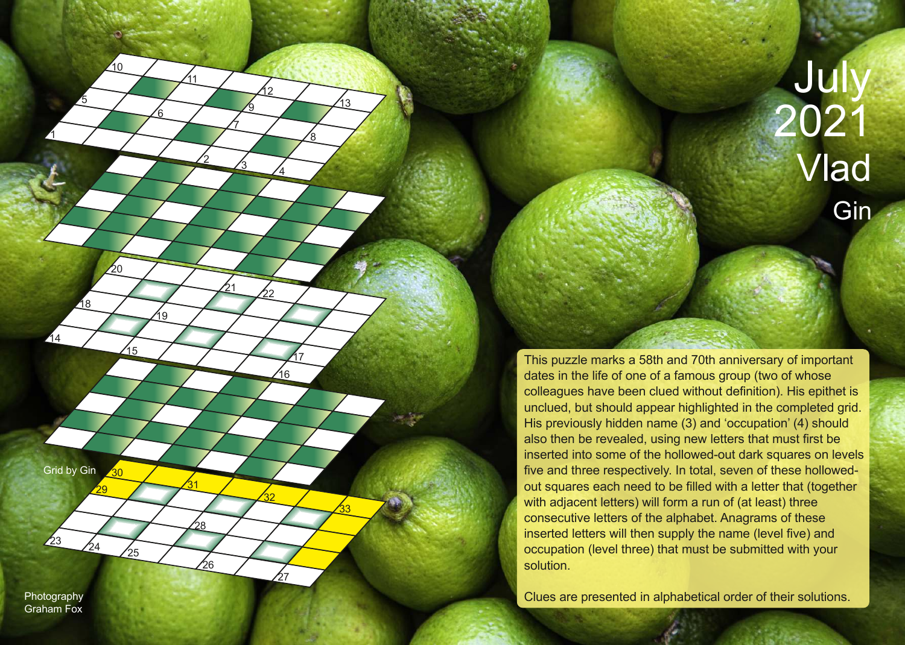# July 2021

## Vlad

### Gin

This puzzle marks a 58th and 70th anniversary of important dates in the life of one of a famous group (two of whose colleagues have been clued without definition). His epithet is unclued, but should appear highlighted in the completed grid. His previously hidden name (3) and 'occupation' (4) should also then be revealed, using new letters that must first be inserted into some of the hollowed-out dark squares on levels five and three respectively. In total, seven of these hollowed-out squares each need to be filled with a letter that (together with adjacent letters) will form a run of (at least) three consecutive letters of the alphabet. Anagrams of these inserted letters will then supply the name (level five) and occupation (level three) that must be submitted with your solution.

Clues are presented in alphabetical order of their solutions.

Grid by Gin

Photography Graham Fox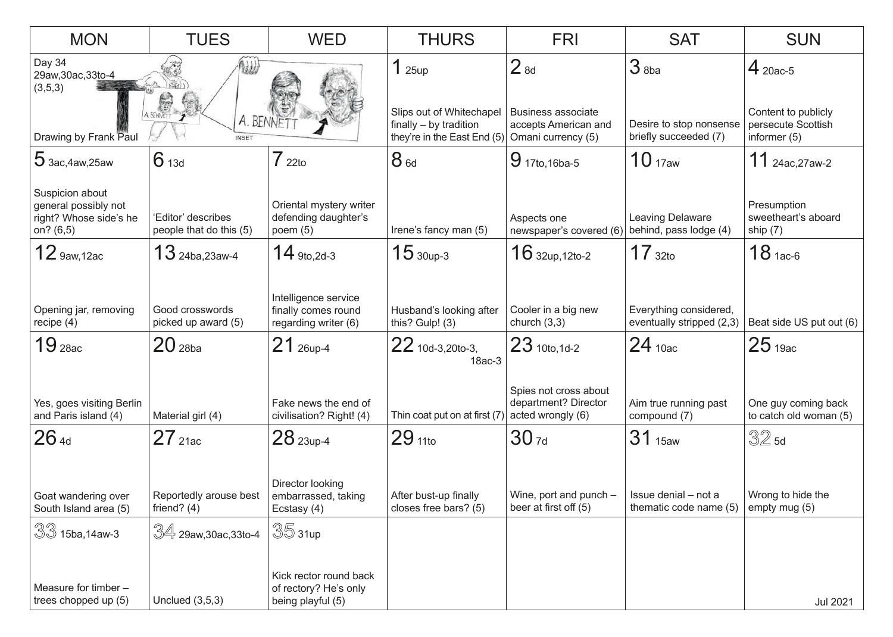| MON | TUES | WED | THURS | FRI | SAT | SUN |
|---|---|---|---|---|---|---|
| Day 34 29aw,30ac,33to-4 (3,5,3) Drawing by Frank Paul | A. BENNETT INSET | A. BENNETT | 1 25up<br>Slips out of Whitechapel finally – by tradition they're in the East End (5) | 2 8d<br>Business associate accepts American and Omani currency (5) | 3 8ba<br>Desire to stop nonsense briefly succeeded (7) | 4 20ac-5<br>Content to publicly persecute Scottish informer (5) |
| 5 3ac,4aw,25aw<br>Suspicion about general possibly not right? Whose side's he on? (6,5) | 6 13d<br>'Editor' describes people that do this (5) | 7 22to<br>Oriental mystery writer defending daughter's poem (5) | 8 6d<br>Irene's fancy man (5) | 9 17to,16ba-5<br>Aspects one newspaper's covered (6) | 10 17aw<br>Leaving Delaware behind, pass lodge (4) | 11 24ac,27aw-2<br>Presumption sweetheart's aboard ship (7) |
| 12 9aw,12ac<br>Opening jar, removing recipe (4) | 13 24ba,23aw-4<br>Good crosswords picked up award (5) | 14 9to,2d-3<br>Intelligence service finally comes round regarding writer (6) | 15 30up-3<br>Husband's looking after this? Gulp! (3) | 16 32up,12to-2<br>Cooler in a big new church (3,3) | 17 32to<br>Everything considered, eventually stripped (2,3) | 18 1ac-6<br>Beat side US put out (6) |
| 19 28ac<br>Yes, goes visiting Berlin and Paris island (4) | 20 28ba<br>Material girl (4) | 21 26up-4<br>Fake news the end of civilisation? Right! (4) | 22 10d-3,20to-3, 18ac-3<br>Thin coat put on at first (7) | 23 10to,1d-2<br>Spies not cross about department? Director acted wrongly (6) | 24 10ac<br>Aim true running past compound (7) | 25 19ac<br>One guy coming back to catch old woman (5) |
| 26 4d<br>Goat wandering over South Island area (5) | 27 21ac<br>Reportedly arouse best friend? (4) | 28 23up-4<br>Director looking embarrassed, taking Ecstasy (4) | 29 11to<br>After bust-up finally closes free bars? (5) | 30 7d<br>Wine, port and punch – beer at first off (5) | 31 15aw<br>Issue denial – not a thematic code name (5) | 32 5d<br>Wrong to hide the empty mug (5) |
| 33 15ba,14aw-3<br>Measure for timber – trees chopped up (5) | 34 29aw,30ac,33to-4<br>Unclued (3,5,3) | 35 31up<br>Kick rector round back of rectory? He's only being playful (5) | | | | Jul 2021 |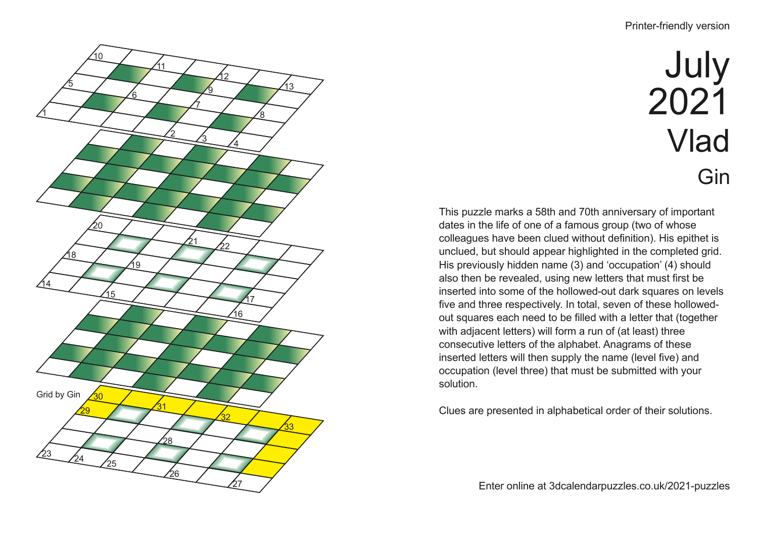Printer-friendly version

# July 2021

## Vlad

### Gin

Grid by Gin

1, 2, 3, 4, 5, 6, 7, 8, 9, 10, 11, 12, 13

14, 15, 16, 17, 18, 19, 20, 21, 22

23, 24, 25, 26, 27, 28, 29, 30, 31, 32, 33

This puzzle marks a 58th and 70th anniversary of important dates in the life of one of a famous group (two of whose colleagues have been clued without definition). His epithet is unclued, but should appear highlighted in the completed grid. His previously hidden name (3) and 'occupation' (4) should also then be revealed, using new letters that must first be inserted into some of the hollowed-out dark squares on levels five and three respectively. In total, seven of these hollowed-out squares each need to be filled with a letter that (together with adjacent letters) will form a run of (at least) three consecutive letters of the alphabet. Anagrams of these inserted letters will then supply the name (level five) and occupation (level three) that must be submitted with your solution.

Clues are presented in alphabetical order of their solutions.

Enter online at 3dcalendarpuzzles.co.uk/2021-puzzles